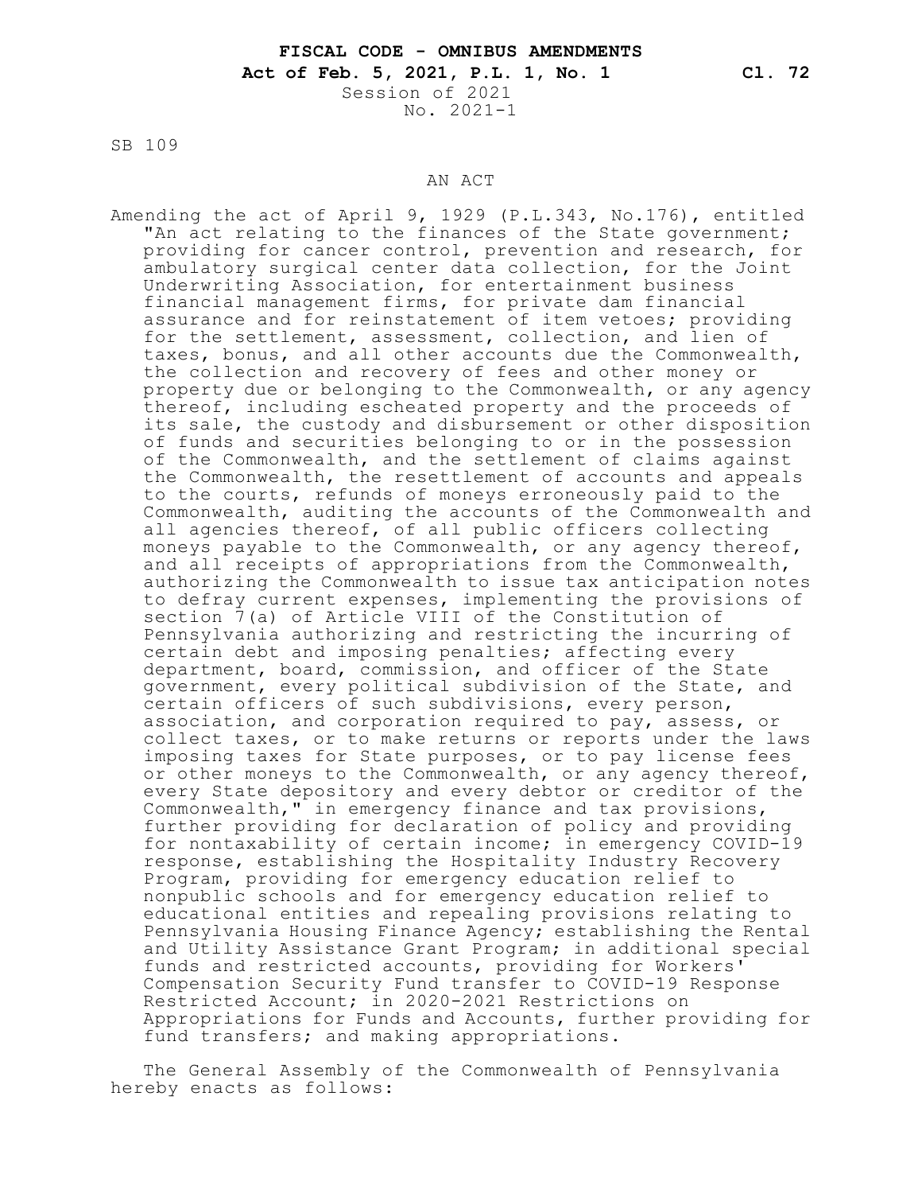**FISCAL CODE - OMNIBUS AMENDMENTS**
**Act of Feb. 5, 2021, P.L. 1, No. 1** **Cl. 72**
Session of 2021
No. 2021-1

SB 109

AN ACT

Amending the act of April 9, 1929 (P.L.343, No.176), entitled "An act relating to the finances of the State government; providing for cancer control, prevention and research, for ambulatory surgical center data collection, for the Joint Underwriting Association, for entertainment business financial management firms, for private dam financial assurance and for reinstatement of item vetoes; providing for the settlement, assessment, collection, and lien of taxes, bonus, and all other accounts due the Commonwealth, the collection and recovery of fees and other money or property due or belonging to the Commonwealth, or any agency thereof, including escheated property and the proceeds of its sale, the custody and disbursement or other disposition of funds and securities belonging to or in the possession of the Commonwealth, and the settlement of claims against the Commonwealth, the resettlement of accounts and appeals to the courts, refunds of moneys erroneously paid to the Commonwealth, auditing the accounts of the Commonwealth and all agencies thereof, of all public officers collecting moneys payable to the Commonwealth, or any agency thereof, and all receipts of appropriations from the Commonwealth, authorizing the Commonwealth to issue tax anticipation notes to defray current expenses, implementing the provisions of section 7(a) of Article VIII of the Constitution of Pennsylvania authorizing and restricting the incurring of certain debt and imposing penalties; affecting every department, board, commission, and officer of the State government, every political subdivision of the State, and certain officers of such subdivisions, every person, association, and corporation required to pay, assess, or collect taxes, or to make returns or reports under the laws imposing taxes for State purposes, or to pay license fees or other moneys to the Commonwealth, or any agency thereof, every State depository and every debtor or creditor of the Commonwealth," in emergency finance and tax provisions, further providing for declaration of policy and providing for nontaxability of certain income; in emergency COVID-19 response, establishing the Hospitality Industry Recovery Program, providing for emergency education relief to nonpublic schools and for emergency education relief to educational entities and repealing provisions relating to Pennsylvania Housing Finance Agency; establishing the Rental and Utility Assistance Grant Program; in additional special funds and restricted accounts, providing for Workers' Compensation Security Fund transfer to COVID-19 Response Restricted Account; in 2020-2021 Restrictions on Appropriations for Funds and Accounts, further providing for fund transfers; and making appropriations.

The General Assembly of the Commonwealth of Pennsylvania hereby enacts as follows: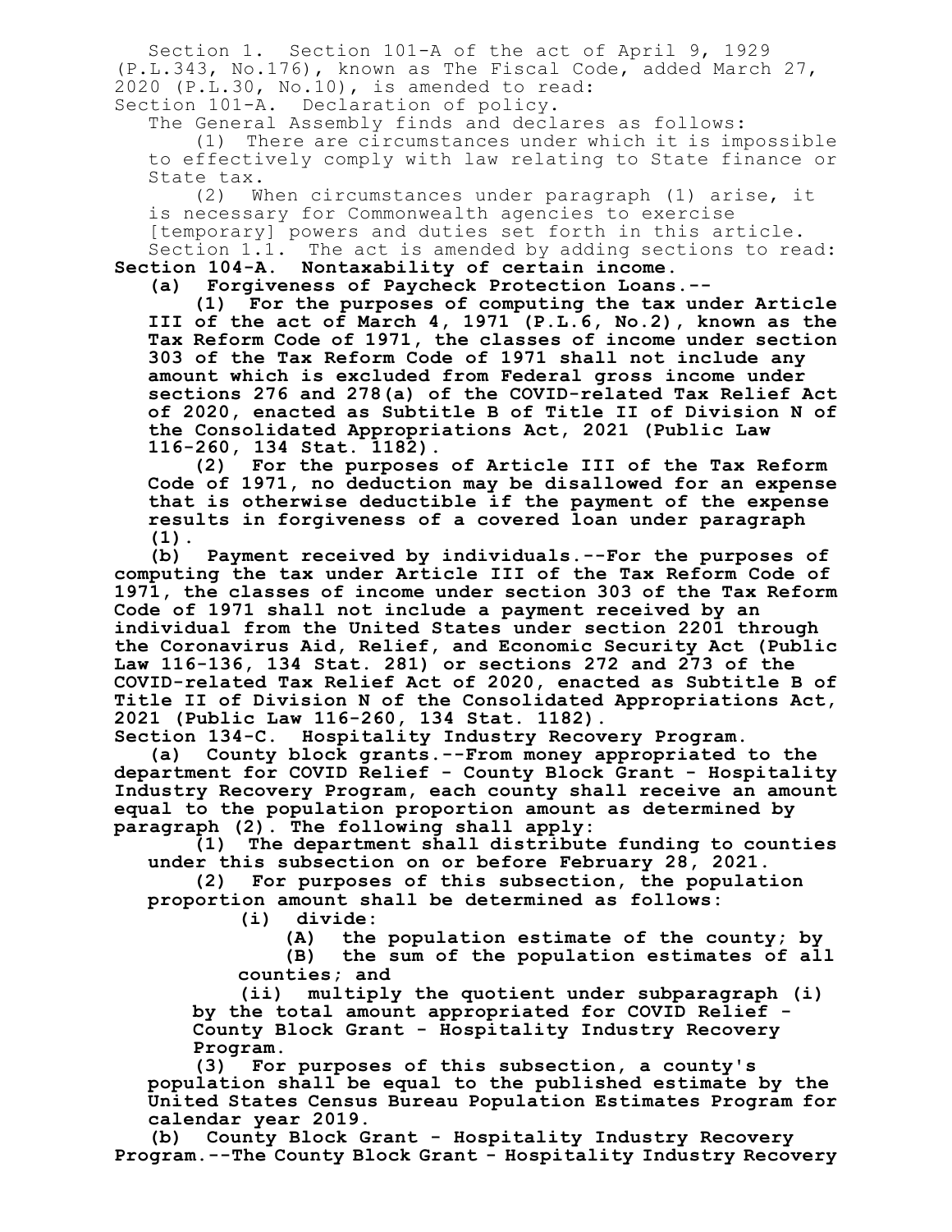Section 1. Section 101-A of the act of April 9, 1929 (P.L.343, No.176), known as The Fiscal Code, added March 27, 2020 (P.L.30, No.10), is amended to read:

Section 101-A. Declaration of policy.

The General Assembly finds and declares as follows:

(1) There are circumstances under which it is impossible to effectively comply with law relating to State finance or State tax.

(2) When circumstances under paragraph (1) arise, it is necessary for Commonwealth agencies to exercise [temporary] powers and duties set forth in this article.

Section 1.1. The act is amended by adding sections to read:

**Section 104-A. Nontaxability of certain income.**

**(a) Forgiveness of Paycheck Protection Loans.--**

**(1) For the purposes of computing the tax under Article III of the act of March 4, 1971 (P.L.6, No.2), known as the Tax Reform Code of 1971, the classes of income under section 303 of the Tax Reform Code of 1971 shall not include any amount which is excluded from Federal gross income under sections 276 and 278(a) of the COVID-related Tax Relief Act of 2020, enacted as Subtitle B of Title II of Division N of the Consolidated Appropriations Act, 2021 (Public Law 116-260, 134 Stat. 1182).**

**(2) For the purposes of Article III of the Tax Reform Code of 1971, no deduction may be disallowed for an expense that is otherwise deductible if the payment of the expense results in forgiveness of a covered loan under paragraph (1).**

**(b) Payment received by individuals.--For the purposes of computing the tax under Article III of the Tax Reform Code of 1971, the classes of income under section 303 of the Tax Reform Code of 1971 shall not include a payment received by an individual from the United States under section 2201 through the Coronavirus Aid, Relief, and Economic Security Act (Public Law 116-136, 134 Stat. 281) or sections 272 and 273 of the COVID-related Tax Relief Act of 2020, enacted as Subtitle B of Title II of Division N of the Consolidated Appropriations Act, 2021 (Public Law 116-260, 134 Stat. 1182).**

**Section 134-C. Hospitality Industry Recovery Program.**

**(a) County block grants.--From money appropriated to the department for COVID Relief - County Block Grant - Hospitality Industry Recovery Program, each county shall receive an amount equal to the population proportion amount as determined by paragraph (2). The following shall apply:**

**(1) The department shall distribute funding to counties under this subsection on or before February 28, 2021.**

**(2) For purposes of this subsection, the population proportion amount shall be determined as follows:**

**(i) divide:**

**(A) the population estimate of the county; by**

**(B) the sum of the population estimates of all counties; and**

**(ii) multiply the quotient under subparagraph (i) by the total amount appropriated for COVID Relief - County Block Grant - Hospitality Industry Recovery Program.**

**(3) For purposes of this subsection, a county's population shall be equal to the published estimate by the United States Census Bureau Population Estimates Program for calendar year 2019.**

**(b) County Block Grant - Hospitality Industry Recovery Program.--The County Block Grant - Hospitality Industry Recovery**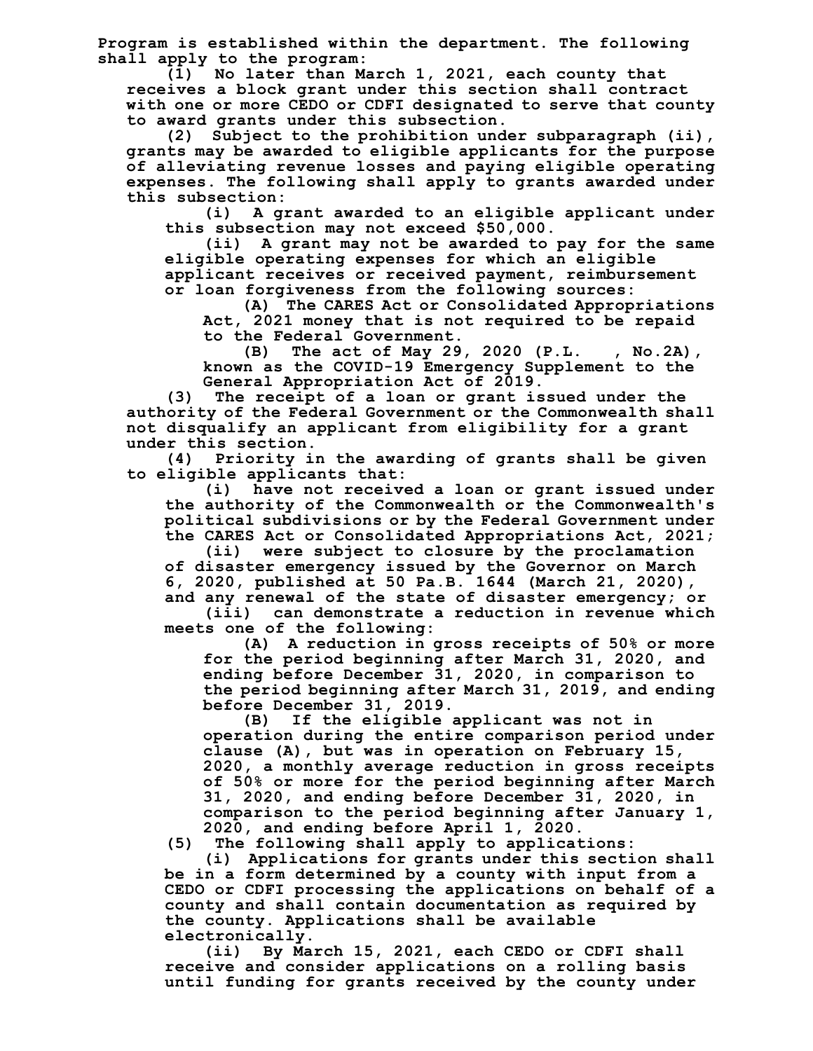**Program is established within the department. The following shall apply to the program:**

**(1) No later than March 1, 2021, each county that receives a block grant under this section shall contract with one or more CEDO or CDFI designated to serve that county to award grants under this subsection.**

**(2) Subject to the prohibition under subparagraph (ii), grants may be awarded to eligible applicants for the purpose of alleviating revenue losses and paying eligible operating expenses. The following shall apply to grants awarded under this subsection:**

**(i) A grant awarded to an eligible applicant under this subsection may not exceed $50,000.**

**(ii) A grant may not be awarded to pay for the same eligible operating expenses for which an eligible applicant receives or received payment, reimbursement or loan forgiveness from the following sources:**

**(A) The CARES Act or Consolidated Appropriations Act, 2021 money that is not required to be repaid to the Federal Government.**

**(B) The act of May 29, 2020 (P.L. , No.2A), known as the COVID-19 Emergency Supplement to the General Appropriation Act of 2019.**

**(3) The receipt of a loan or grant issued under the authority of the Federal Government or the Commonwealth shall not disqualify an applicant from eligibility for a grant under this section.**

**(4) Priority in the awarding of grants shall be given to eligible applicants that:**

**(i) have not received a loan or grant issued under the authority of the Commonwealth or the Commonwealth's political subdivisions or by the Federal Government under the CARES Act or Consolidated Appropriations Act, 2021;**

**(ii) were subject to closure by the proclamation of disaster emergency issued by the Governor on March 6, 2020, published at 50 Pa.B. 1644 (March 21, 2020), and any renewal of the state of disaster emergency; or**

**(iii) can demonstrate a reduction in revenue which meets one of the following:**

**(A) A reduction in gross receipts of 50% or more for the period beginning after March 31, 2020, and ending before December 31, 2020, in comparison to the period beginning after March 31, 2019, and ending before December 31, 2019.**

**(B) If the eligible applicant was not in operation during the entire comparison period under clause (A), but was in operation on February 15, 2020, a monthly average reduction in gross receipts of 50% or more for the period beginning after March 31, 2020, and ending before December 31, 2020, in comparison to the period beginning after January 1, 2020, and ending before April 1, 2020.**

**(5) The following shall apply to applications:**

**(i) Applications for grants under this section shall be in a form determined by a county with input from a CEDO or CDFI processing the applications on behalf of a county and shall contain documentation as required by the county. Applications shall be available electronically.**

**(ii) By March 15, 2021, each CEDO or CDFI shall receive and consider applications on a rolling basis until funding for grants received by the county under**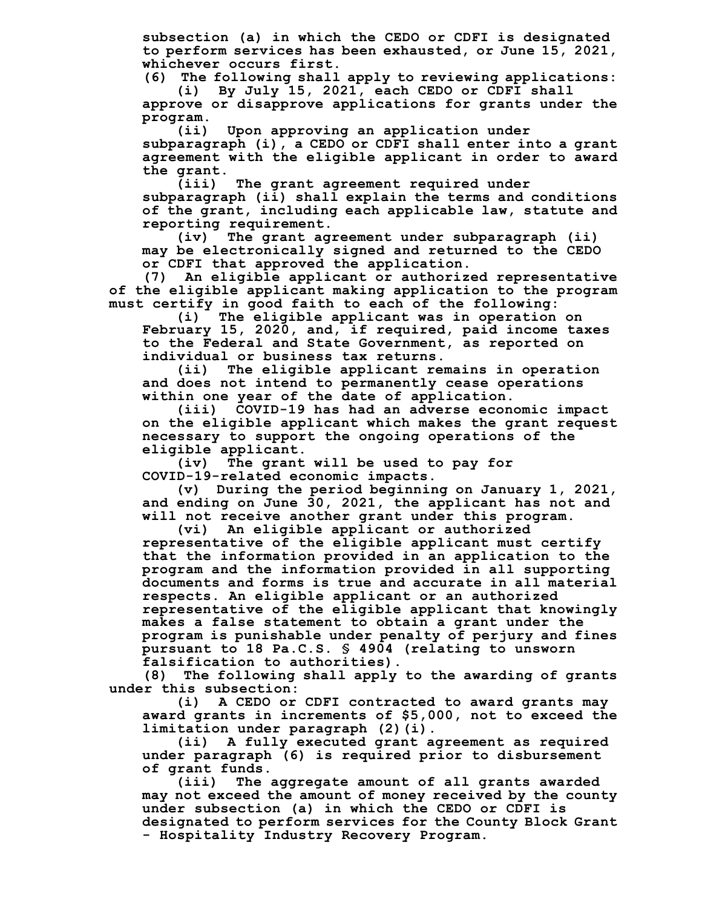subsection (a) in which the CEDO or CDFI is designated to perform services has been exhausted, or June 15, 2021, whichever occurs first.

(6) The following shall apply to reviewing applications:

(i) By July 15, 2021, each CEDO or CDFI shall approve or disapprove applications for grants under the program.

(ii) Upon approving an application under subparagraph (i), a CEDO or CDFI shall enter into a grant agreement with the eligible applicant in order to award the grant.

(iii) The grant agreement required under subparagraph (ii) shall explain the terms and conditions of the grant, including each applicable law, statute and reporting requirement.

(iv) The grant agreement under subparagraph (ii) may be electronically signed and returned to the CEDO or CDFI that approved the application.

(7) An eligible applicant or authorized representative of the eligible applicant making application to the program must certify in good faith to each of the following:

(i) The eligible applicant was in operation on February 15, 2020, and, if required, paid income taxes to the Federal and State Government, as reported on individual or business tax returns.

(ii) The eligible applicant remains in operation and does not intend to permanently cease operations within one year of the date of application.

(iii) COVID-19 has had an adverse economic impact on the eligible applicant which makes the grant request necessary to support the ongoing operations of the eligible applicant.

(iv) The grant will be used to pay for COVID-19-related economic impacts.

(v) During the period beginning on January 1, 2021, and ending on June 30, 2021, the applicant has not and will not receive another grant under this program.

(vi) An eligible applicant or authorized representative of the eligible applicant must certify that the information provided in an application to the program and the information provided in all supporting documents and forms is true and accurate in all material respects. An eligible applicant or an authorized representative of the eligible applicant that knowingly makes a false statement to obtain a grant under the program is punishable under penalty of perjury and fines pursuant to 18 Pa.C.S. § 4904 (relating to unsworn falsification to authorities).

(8) The following shall apply to the awarding of grants under this subsection:

(i) A CEDO or CDFI contracted to award grants may award grants in increments of $5,000, not to exceed the limitation under paragraph (2)(i).

(ii) A fully executed grant agreement as required under paragraph (6) is required prior to disbursement of grant funds.

(iii) The aggregate amount of all grants awarded may not exceed the amount of money received by the county under subsection (a) in which the CEDO or CDFI is designated to perform services for the County Block Grant - Hospitality Industry Recovery Program.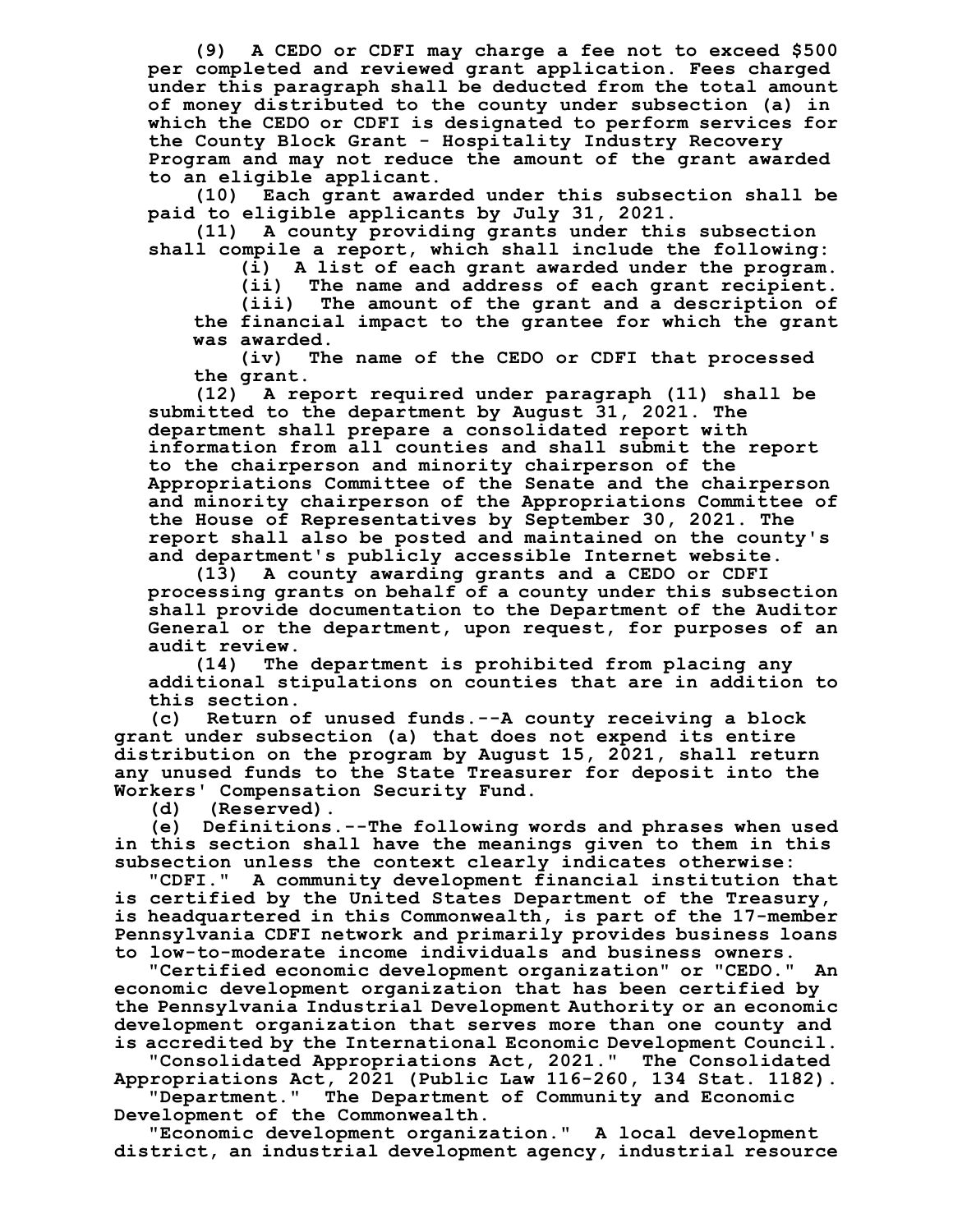(9) A CEDO or CDFI may charge a fee not to exceed $500 per completed and reviewed grant application. Fees charged under this paragraph shall be deducted from the total amount of money distributed to the county under subsection (a) in which the CEDO or CDFI is designated to perform services for the County Block Grant - Hospitality Industry Recovery Program and may not reduce the amount of the grant awarded to an eligible applicant.

(10) Each grant awarded under this subsection shall be paid to eligible applicants by July 31, 2021.

(11) A county providing grants under this subsection shall compile a report, which shall include the following:

(i) A list of each grant awarded under the program.

(ii) The name and address of each grant recipient.

(iii) The amount of the grant and a description of the financial impact to the grantee for which the grant was awarded.

(iv) The name of the CEDO or CDFI that processed the grant.

(12) A report required under paragraph (11) shall be submitted to the department by August 31, 2021. The department shall prepare a consolidated report with information from all counties and shall submit the report to the chairperson and minority chairperson of the Appropriations Committee of the Senate and the chairperson and minority chairperson of the Appropriations Committee of the House of Representatives by September 30, 2021. The report shall also be posted and maintained on the county's and department's publicly accessible Internet website.

(13) A county awarding grants and a CEDO or CDFI processing grants on behalf of a county under this subsection shall provide documentation to the Department of the Auditor General or the department, upon request, for purposes of an audit review.

(14) The department is prohibited from placing any additional stipulations on counties that are in addition to this section.

(c) Return of unused funds.--A county receiving a block grant under subsection (a) that does not expend its entire distribution on the program by August 15, 2021, shall return any unused funds to the State Treasurer for deposit into the Workers' Compensation Security Fund.

(d) (Reserved).

(e) Definitions.--The following words and phrases when used in this section shall have the meanings given to them in this subsection unless the context clearly indicates otherwise:

"CDFI." A community development financial institution that is certified by the United States Department of the Treasury, is headquartered in this Commonwealth, is part of the 17-member Pennsylvania CDFI network and primarily provides business loans to low-to-moderate income individuals and business owners.

"Certified economic development organization" or "CEDO." An economic development organization that has been certified by the Pennsylvania Industrial Development Authority or an economic development organization that serves more than one county and is accredited by the International Economic Development Council.

"Consolidated Appropriations Act, 2021." The Consolidated Appropriations Act, 2021 (Public Law 116-260, 134 Stat. 1182).

"Department." The Department of Community and Economic Development of the Commonwealth.

"Economic development organization." A local development district, an industrial development agency, industrial resource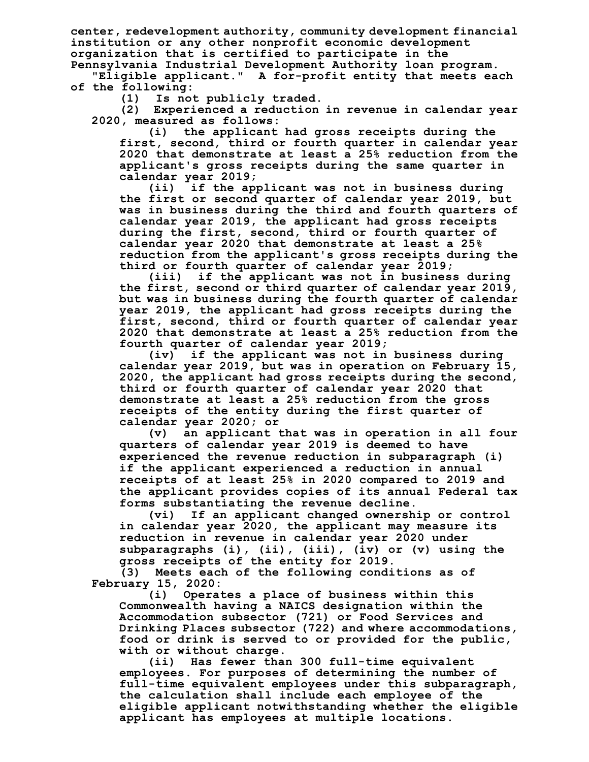center, redevelopment authority, community development financial institution or any other nonprofit economic development organization that is certified to participate in the Pennsylvania Industrial Development Authority loan program.

"Eligible applicant." A for-profit entity that meets each of the following:

(1) Is not publicly traded.

(2) Experienced a reduction in revenue in calendar year 2020, measured as follows:

(i) the applicant had gross receipts during the first, second, third or fourth quarter in calendar year 2020 that demonstrate at least a 25% reduction from the applicant's gross receipts during the same quarter in calendar year 2019;

(ii) if the applicant was not in business during the first or second quarter of calendar year 2019, but was in business during the third and fourth quarters of calendar year 2019, the applicant had gross receipts during the first, second, third or fourth quarter of calendar year 2020 that demonstrate at least a 25% reduction from the applicant's gross receipts during the third or fourth quarter of calendar year 2019;

(iii) if the applicant was not in business during the first, second or third quarter of calendar year 2019, but was in business during the fourth quarter of calendar year 2019, the applicant had gross receipts during the first, second, third or fourth quarter of calendar year 2020 that demonstrate at least a 25% reduction from the fourth quarter of calendar year 2019;

(iv) if the applicant was not in business during calendar year 2019, but was in operation on February 15, 2020, the applicant had gross receipts during the second, third or fourth quarter of calendar year 2020 that demonstrate at least a 25% reduction from the gross receipts of the entity during the first quarter of calendar year 2020; or

(v) an applicant that was in operation in all four quarters of calendar year 2019 is deemed to have experienced the revenue reduction in subparagraph (i) if the applicant experienced a reduction in annual receipts of at least 25% in 2020 compared to 2019 and the applicant provides copies of its annual Federal tax forms substantiating the revenue decline.

(vi) If an applicant changed ownership or control in calendar year 2020, the applicant may measure its reduction in revenue in calendar year 2020 under subparagraphs (i), (ii), (iii), (iv) or (v) using the gross receipts of the entity for 2019.

(3) Meets each of the following conditions as of February 15, 2020:

(i) Operates a place of business within this Commonwealth having a NAICS designation within the Accommodation subsector (721) or Food Services and Drinking Places subsector (722) and where accommodations, food or drink is served to or provided for the public, with or without charge.

(ii) Has fewer than 300 full-time equivalent employees. For purposes of determining the number of full-time equivalent employees under this subparagraph, the calculation shall include each employee of the eligible applicant notwithstanding whether the eligible applicant has employees at multiple locations.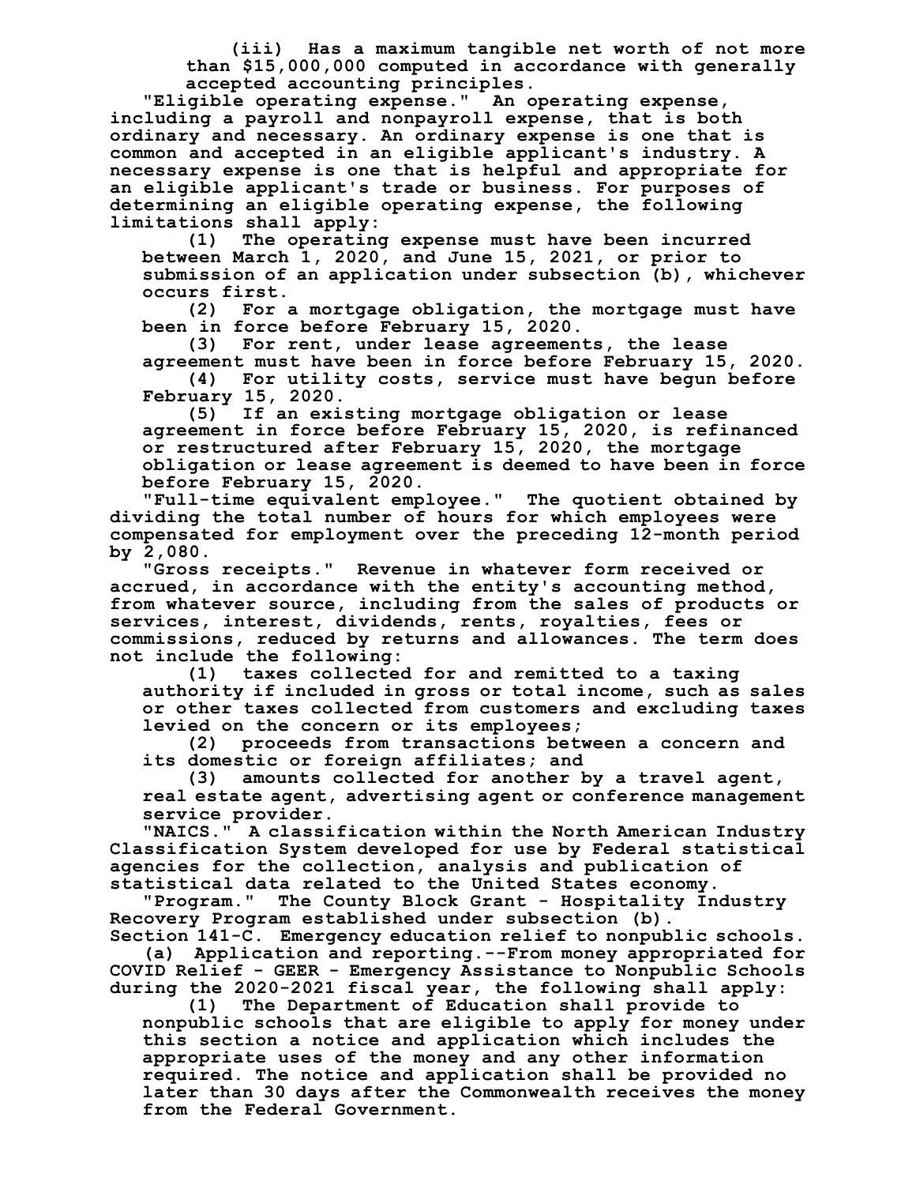(iii) Has a maximum tangible net worth of not more than $15,000,000 computed in accordance with generally accepted accounting principles.

"Eligible operating expense." An operating expense, including a payroll and nonpayroll expense, that is both ordinary and necessary. An ordinary expense is one that is common and accepted in an eligible applicant's industry. A necessary expense is one that is helpful and appropriate for an eligible applicant's trade or business. For purposes of determining an eligible operating expense, the following limitations shall apply:

(1) The operating expense must have been incurred between March 1, 2020, and June 15, 2021, or prior to submission of an application under subsection (b), whichever occurs first.

(2) For a mortgage obligation, the mortgage must have been in force before February 15, 2020.

(3) For rent, under lease agreements, the lease agreement must have been in force before February 15, 2020.

(4) For utility costs, service must have begun before February 15, 2020.

(5) If an existing mortgage obligation or lease agreement in force before February 15, 2020, is refinanced or restructured after February 15, 2020, the mortgage obligation or lease agreement is deemed to have been in force before February 15, 2020.

"Full-time equivalent employee." The quotient obtained by dividing the total number of hours for which employees were compensated for employment over the preceding 12-month period by 2,080.

"Gross receipts." Revenue in whatever form received or accrued, in accordance with the entity's accounting method, from whatever source, including from the sales of products or services, interest, dividends, rents, royalties, fees or commissions, reduced by returns and allowances. The term does not include the following:

(1) taxes collected for and remitted to a taxing authority if included in gross or total income, such as sales or other taxes collected from customers and excluding taxes levied on the concern or its employees;

(2) proceeds from transactions between a concern and its domestic or foreign affiliates; and

(3) amounts collected for another by a travel agent, real estate agent, advertising agent or conference management service provider.

"NAICS." A classification within the North American Industry Classification System developed for use by Federal statistical agencies for the collection, analysis and publication of statistical data related to the United States economy.

"Program." The County Block Grant - Hospitality Industry Recovery Program established under subsection (b).

Section 141-C. Emergency education relief to nonpublic schools.

(a) Application and reporting.--From money appropriated for COVID Relief - GEER - Emergency Assistance to Nonpublic Schools during the 2020-2021 fiscal year, the following shall apply:

(1) The Department of Education shall provide to nonpublic schools that are eligible to apply for money under this section a notice and application which includes the appropriate uses of the money and any other information required. The notice and application shall be provided no later than 30 days after the Commonwealth receives the money from the Federal Government.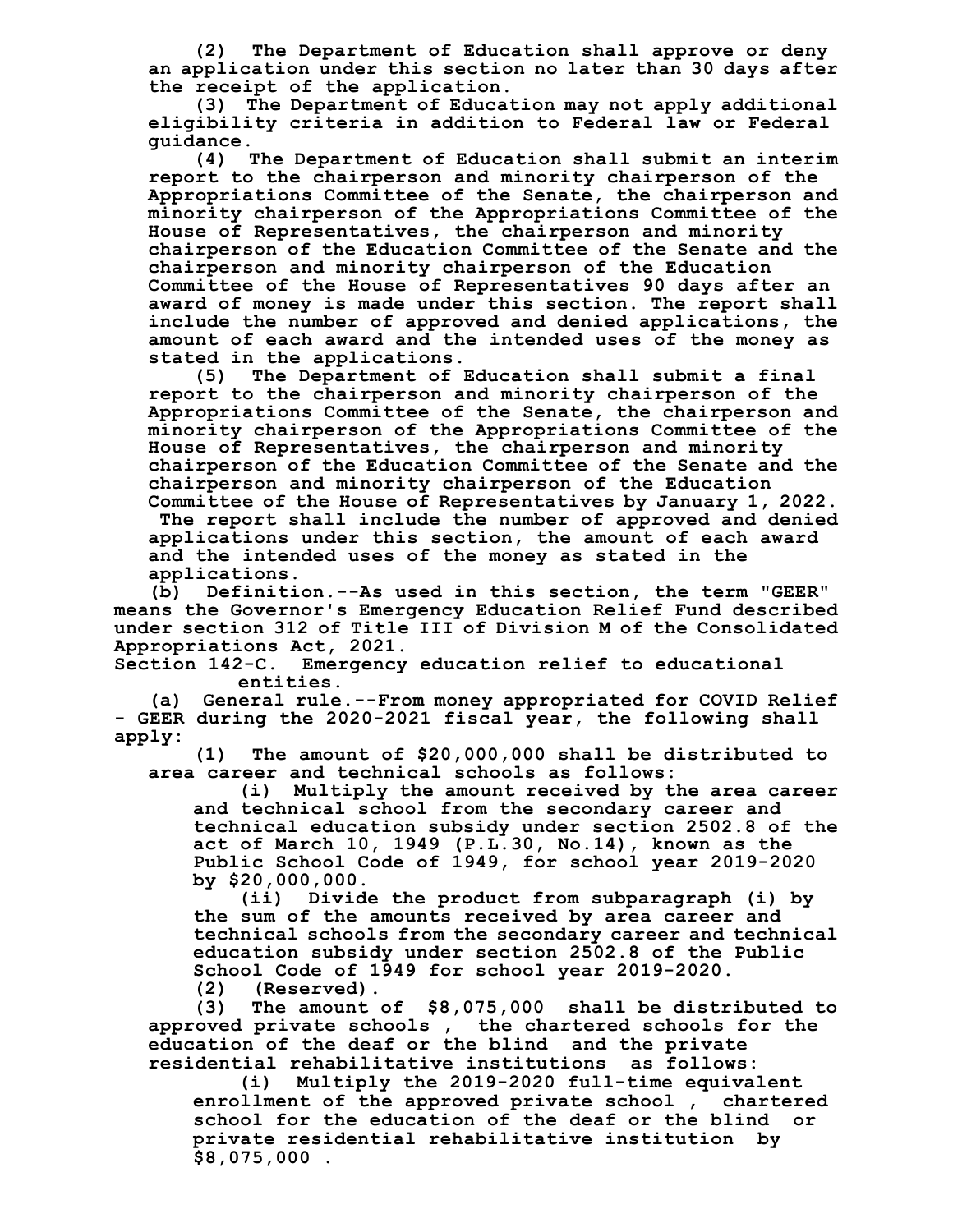(2) The Department of Education shall approve or deny an application under this section no later than 30 days after the receipt of the application.

(3) The Department of Education may not apply additional eligibility criteria in addition to Federal law or Federal guidance.

(4) The Department of Education shall submit an interim report to the chairperson and minority chairperson of the Appropriations Committee of the Senate, the chairperson and minority chairperson of the Appropriations Committee of the House of Representatives, the chairperson and minority chairperson of the Education Committee of the Senate and the chairperson and minority chairperson of the Education Committee of the House of Representatives 90 days after an award of money is made under this section. The report shall include the number of approved and denied applications, the amount of each award and the intended uses of the money as stated in the applications.

(5) The Department of Education shall submit a final report to the chairperson and minority chairperson of the Appropriations Committee of the Senate, the chairperson and minority chairperson of the Appropriations Committee of the House of Representatives, the chairperson and minority chairperson of the Education Committee of the Senate and the chairperson and minority chairperson of the Education Committee of the House of Representatives by January 1, 2022. The report shall include the number of approved and denied applications under this section, the amount of each award and the intended uses of the money as stated in the applications.

(b) Definition.--As used in this section, the term "GEER" means the Governor's Emergency Education Relief Fund described under section 312 of Title III of Division M of the Consolidated Appropriations Act, 2021.

Section 142-C. Emergency education relief to educational entities.

(a) General rule.--From money appropriated for COVID Relief - GEER during the 2020-2021 fiscal year, the following shall apply:

(1) The amount of $20,000,000 shall be distributed to area career and technical schools as follows:

(i) Multiply the amount received by the area career and technical school from the secondary career and technical education subsidy under section 2502.8 of the act of March 10, 1949 (P.L.30, No.14), known as the Public School Code of 1949, for school year 2019-2020 by $20,000,000.

(ii) Divide the product from subparagraph (i) by the sum of the amounts received by area career and technical schools from the secondary career and technical education subsidy under section 2502.8 of the Public School Code of 1949 for school year 2019-2020.

(2) (Reserved).

(3) The amount of $8,075,000 shall be distributed to approved private schools, the chartered schools for the education of the deaf or the blind and the private residential rehabilitative institutions as follows:

(i) Multiply the 2019-2020 full-time equivalent enrollment of the approved private school, chartered school for the education of the deaf or the blind or private residential rehabilitative institution by $8,075,000.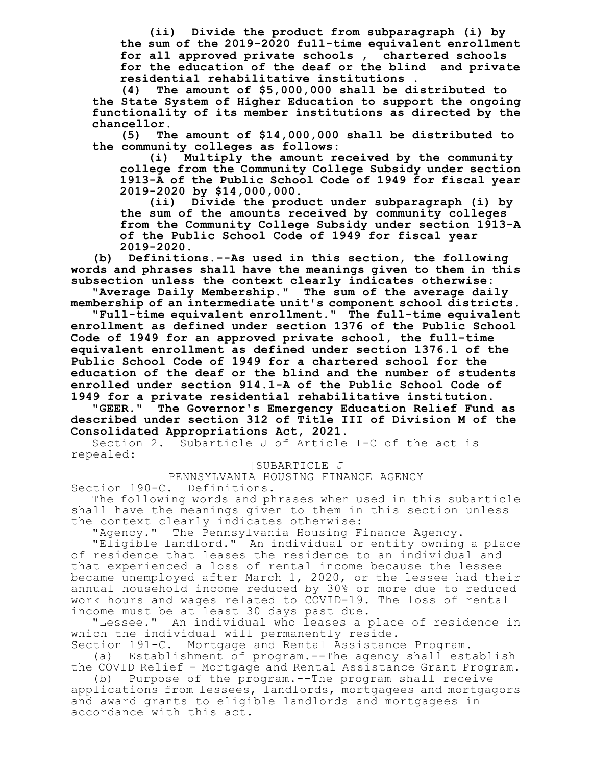**(ii) Divide the product from subparagraph (i) by the sum of the 2019-2020 full-time equivalent enrollment for all approved private schools , chartered schools for the education of the deaf or the blind and private residential rehabilitative institutions .**

**(4) The amount of $5,000,000 shall be distributed to the State System of Higher Education to support the ongoing functionality of its member institutions as directed by the chancellor.**

**(5) The amount of $14,000,000 shall be distributed to the community colleges as follows:**

**(i) Multiply the amount received by the community college from the Community College Subsidy under section 1913-A of the Public School Code of 1949 for fiscal year 2019-2020 by $14,000,000.**

**(ii) Divide the product under subparagraph (i) by the sum of the amounts received by community colleges from the Community College Subsidy under section 1913-A of the Public School Code of 1949 for fiscal year 2019-2020.**

**(b) Definitions.--As used in this section, the following words and phrases shall have the meanings given to them in this subsection unless the context clearly indicates otherwise:**

**"Average Daily Membership." The sum of the average daily membership of an intermediate unit's component school districts.**

**"Full-time equivalent enrollment." The full-time equivalent enrollment as defined under section 1376 of the Public School Code of 1949 for an approved private school, the full-time equivalent enrollment as defined under section 1376.1 of the Public School Code of 1949 for a chartered school for the education of the deaf or the blind and the number of students enrolled under section 914.1-A of the Public School Code of 1949 for a private residential rehabilitative institution.**

**"GEER." The Governor's Emergency Education Relief Fund as described under section 312 of Title III of Division M of the Consolidated Appropriations Act, 2021.**

Section 2. Subarticle J of Article I-C of the act is repealed:

[SUBARTICLE J

PENNSYLVANIA HOUSING FINANCE AGENCY

Section 190-C. Definitions.

The following words and phrases when used in this subarticle shall have the meanings given to them in this section unless the context clearly indicates otherwise:

"Agency." The Pennsylvania Housing Finance Agency.

"Eligible landlord." An individual or entity owning a place of residence that leases the residence to an individual and that experienced a loss of rental income because the lessee became unemployed after March 1, 2020, or the lessee had their annual household income reduced by 30% or more due to reduced work hours and wages related to COVID-19. The loss of rental income must be at least 30 days past due.

"Lessee." An individual who leases a place of residence in which the individual will permanently reside.

Section 191-C. Mortgage and Rental Assistance Program.

(a) Establishment of program.--The agency shall establish the COVID Relief - Mortgage and Rental Assistance Grant Program.

(b) Purpose of the program.--The program shall receive applications from lessees, landlords, mortgagees and mortgagors and award grants to eligible landlords and mortgagees in accordance with this act.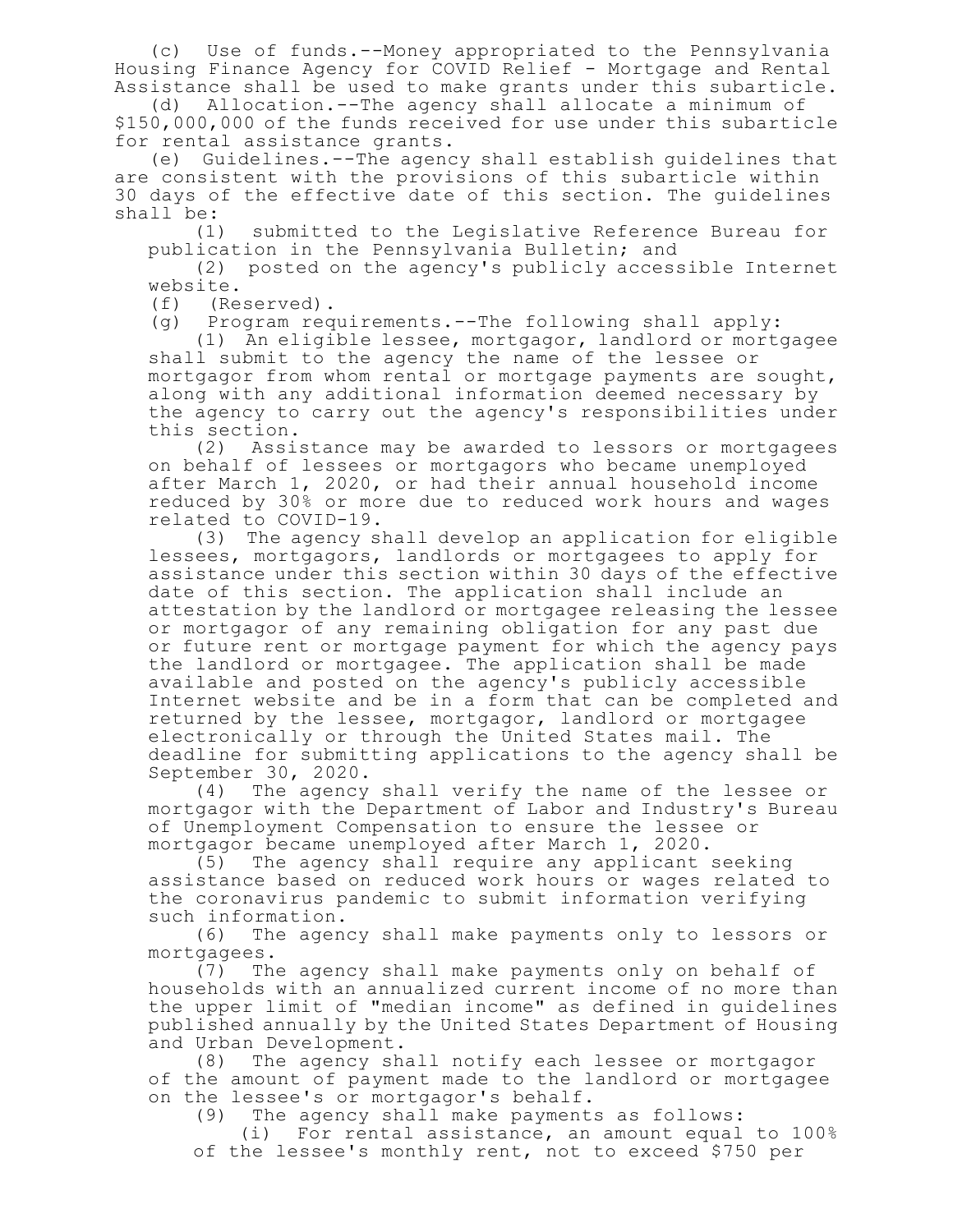(c) Use of funds.--Money appropriated to the Pennsylvania Housing Finance Agency for COVID Relief - Mortgage and Rental Assistance shall be used to make grants under this subarticle.

(d) Allocation.--The agency shall allocate a minimum of $150,000,000 of the funds received for use under this subarticle for rental assistance grants.

(e) Guidelines.--The agency shall establish guidelines that are consistent with the provisions of this subarticle within 30 days of the effective date of this section. The guidelines shall be:

(1) submitted to the Legislative Reference Bureau for publication in the Pennsylvania Bulletin; and

(2) posted on the agency's publicly accessible Internet website.

(f) (Reserved).

(g) Program requirements.--The following shall apply:

(1) An eligible lessee, mortgagor, landlord or mortgagee shall submit to the agency the name of the lessee or mortgagor from whom rental or mortgage payments are sought, along with any additional information deemed necessary by the agency to carry out the agency's responsibilities under this section.

(2) Assistance may be awarded to lessors or mortgagees on behalf of lessees or mortgagors who became unemployed after March 1, 2020, or had their annual household income reduced by 30% or more due to reduced work hours and wages related to COVID-19.

(3) The agency shall develop an application for eligible lessees, mortgagors, landlords or mortgagees to apply for assistance under this section within 30 days of the effective date of this section. The application shall include an attestation by the landlord or mortgagee releasing the lessee or mortgagor of any remaining obligation for any past due or future rent or mortgage payment for which the agency pays the landlord or mortgagee. The application shall be made available and posted on the agency's publicly accessible Internet website and be in a form that can be completed and returned by the lessee, mortgagor, landlord or mortgagee electronically or through the United States mail. The deadline for submitting applications to the agency shall be September 30, 2020.

(4) The agency shall verify the name of the lessee or mortgagor with the Department of Labor and Industry's Bureau of Unemployment Compensation to ensure the lessee or mortgagor became unemployed after March 1, 2020.

(5) The agency shall require any applicant seeking assistance based on reduced work hours or wages related to the coronavirus pandemic to submit information verifying such information.

(6) The agency shall make payments only to lessors or mortgagees.

(7) The agency shall make payments only on behalf of households with an annualized current income of no more than the upper limit of "median income" as defined in guidelines published annually by the United States Department of Housing and Urban Development.

(8) The agency shall notify each lessee or mortgagor of the amount of payment made to the landlord or mortgagee on the lessee's or mortgagor's behalf.

(9) The agency shall make payments as follows:

(i) For rental assistance, an amount equal to 100% of the lessee's monthly rent, not to exceed $750 per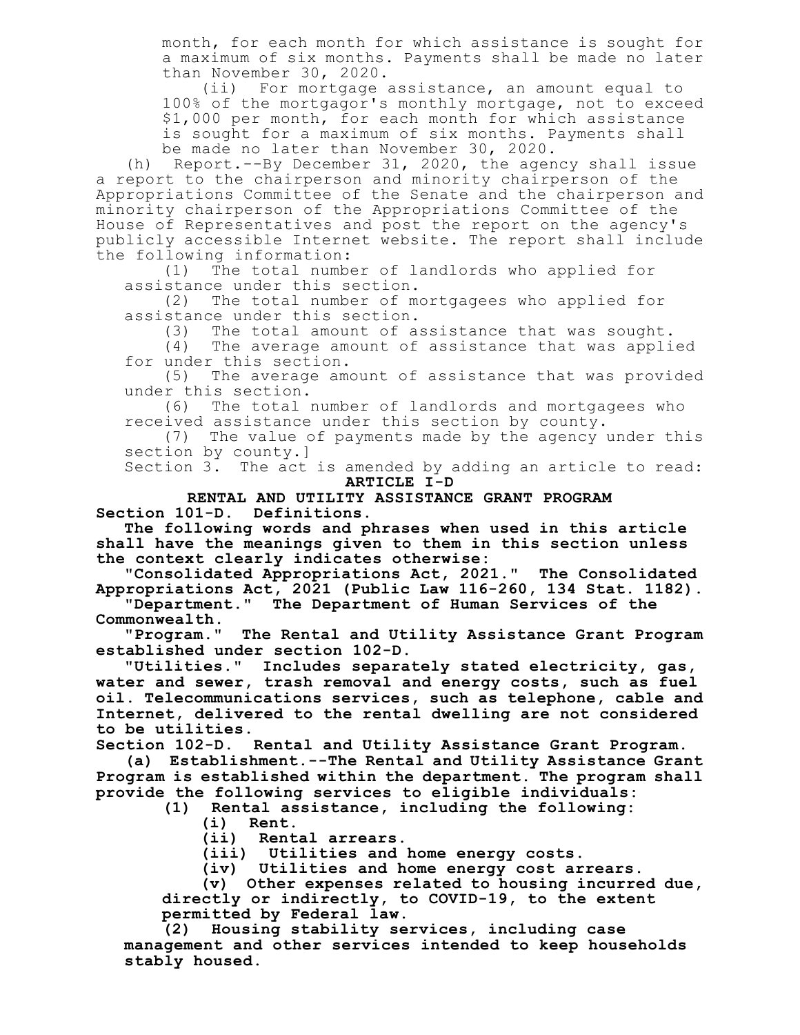month, for each month for which assistance is sought for a maximum of six months. Payments shall be made no later than November 30, 2020.

(ii) For mortgage assistance, an amount equal to 100% of the mortgagor's monthly mortgage, not to exceed $1,000 per month, for each month for which assistance is sought for a maximum of six months. Payments shall be made no later than November 30, 2020.

(h) Report.--By December 31, 2020, the agency shall issue a report to the chairperson and minority chairperson of the Appropriations Committee of the Senate and the chairperson and minority chairperson of the Appropriations Committee of the House of Representatives and post the report on the agency's publicly accessible Internet website. The report shall include the following information:

(1) The total number of landlords who applied for assistance under this section.

(2) The total number of mortgagees who applied for assistance under this section.

(3) The total amount of assistance that was sought.

(4) The average amount of assistance that was applied for under this section.

(5) The average amount of assistance that was provided under this section.

(6) The total number of landlords and mortgagees who received assistance under this section by county.

(7) The value of payments made by the agency under this section by county.]

Section 3. The act is amended by adding an article to read:

**ARTICLE I-D**

**RENTAL AND UTILITY ASSISTANCE GRANT PROGRAM**

**Section 101-D. Definitions.**

**The following words and phrases when used in this article shall have the meanings given to them in this section unless the context clearly indicates otherwise:**

**"Consolidated Appropriations Act, 2021." The Consolidated Appropriations Act, 2021 (Public Law 116-260, 134 Stat. 1182).**

**"Department." The Department of Human Services of the Commonwealth.**

**"Program." The Rental and Utility Assistance Grant Program established under section 102-D.**

**"Utilities." Includes separately stated electricity, gas, water and sewer, trash removal and energy costs, such as fuel oil. Telecommunications services, such as telephone, cable and Internet, delivered to the rental dwelling are not considered to be utilities.**

**Section 102-D. Rental and Utility Assistance Grant Program.**

**(a) Establishment.--The Rental and Utility Assistance Grant Program is established within the department. The program shall provide the following services to eligible individuals:**

**(1) Rental assistance, including the following:**

**(i) Rent.**

**(ii) Rental arrears.**

**(iii) Utilities and home energy costs.**

**(iv) Utilities and home energy cost arrears.**

**(v) Other expenses related to housing incurred due, directly or indirectly, to COVID-19, to the extent permitted by Federal law.**

**(2) Housing stability services, including case management and other services intended to keep households stably housed.**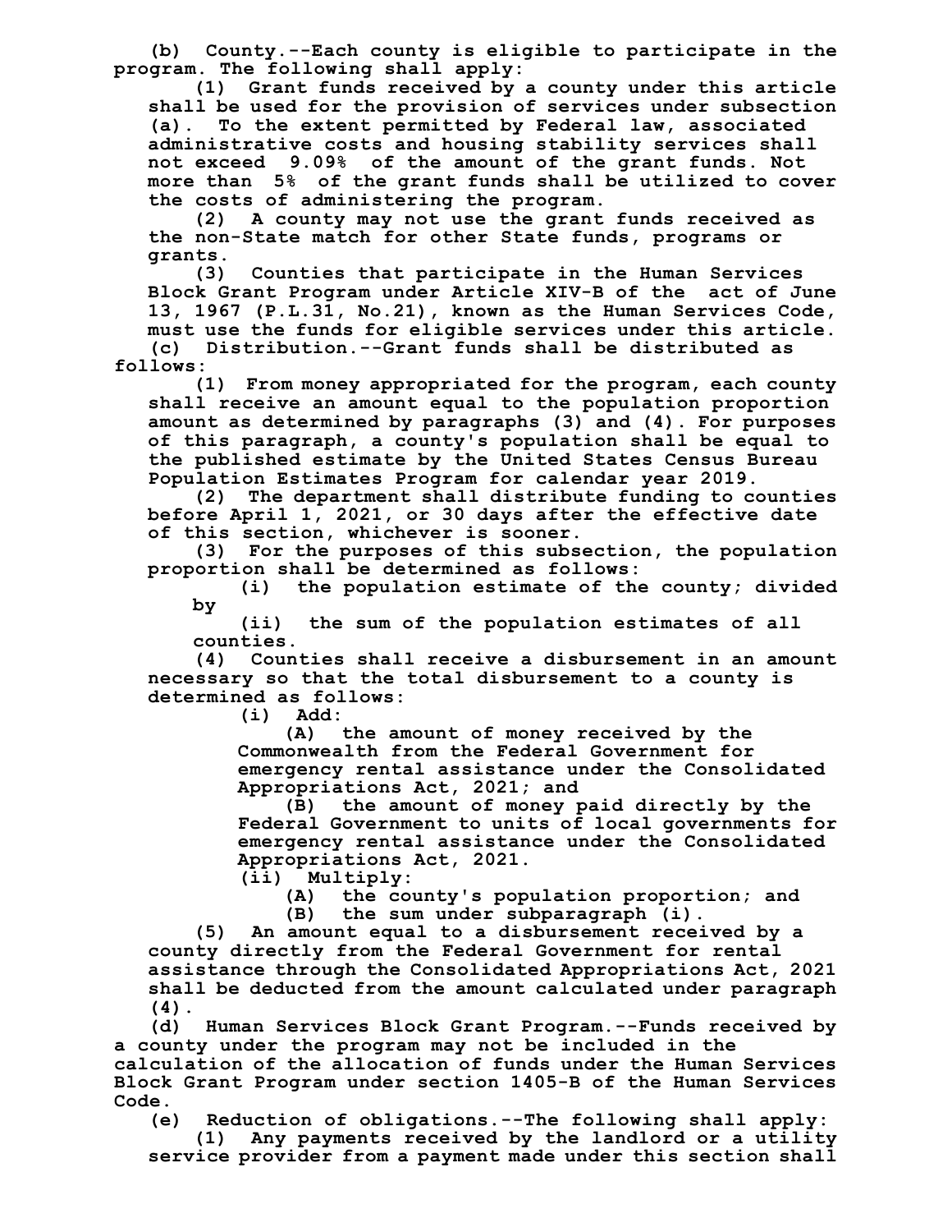(b) County.--Each county is eligible to participate in the program. The following shall apply:

(1) Grant funds received by a county under this article shall be used for the provision of services under subsection (a). To the extent permitted by Federal law, associated administrative costs and housing stability services shall not exceed 9.09% of the amount of the grant funds. Not more than 5% of the grant funds shall be utilized to cover the costs of administering the program.

(2) A county may not use the grant funds received as the non-State match for other State funds, programs or grants.

(3) Counties that participate in the Human Services Block Grant Program under Article XIV-B of the act of June 13, 1967 (P.L.31, No.21), known as the Human Services Code, must use the funds for eligible services under this article.

(c) Distribution.--Grant funds shall be distributed as follows:

(1) From money appropriated for the program, each county shall receive an amount equal to the population proportion amount as determined by paragraphs (3) and (4). For purposes of this paragraph, a county's population shall be equal to the published estimate by the United States Census Bureau Population Estimates Program for calendar year 2019.

(2) The department shall distribute funding to counties before April 1, 2021, or 30 days after the effective date of this section, whichever is sooner.

(3) For the purposes of this subsection, the population proportion shall be determined as follows:

(i) the population estimate of the county; divided by

(ii) the sum of the population estimates of all counties.

(4) Counties shall receive a disbursement in an amount necessary so that the total disbursement to a county is determined as follows:

(i) Add:

(A) the amount of money received by the Commonwealth from the Federal Government for emergency rental assistance under the Consolidated Appropriations Act, 2021; and

(B) the amount of money paid directly by the Federal Government to units of local governments for emergency rental assistance under the Consolidated Appropriations Act, 2021.

(ii) Multiply:

(A) the county's population proportion; and

(B) the sum under subparagraph (i).

(5) An amount equal to a disbursement received by a county directly from the Federal Government for rental assistance through the Consolidated Appropriations Act, 2021 shall be deducted from the amount calculated under paragraph (4).

(d) Human Services Block Grant Program.--Funds received by a county under the program may not be included in the calculation of the allocation of funds under the Human Services Block Grant Program under section 1405-B of the Human Services Code.

(e) Reduction of obligations.--The following shall apply:

(1) Any payments received by the landlord or a utility service provider from a payment made under this section shall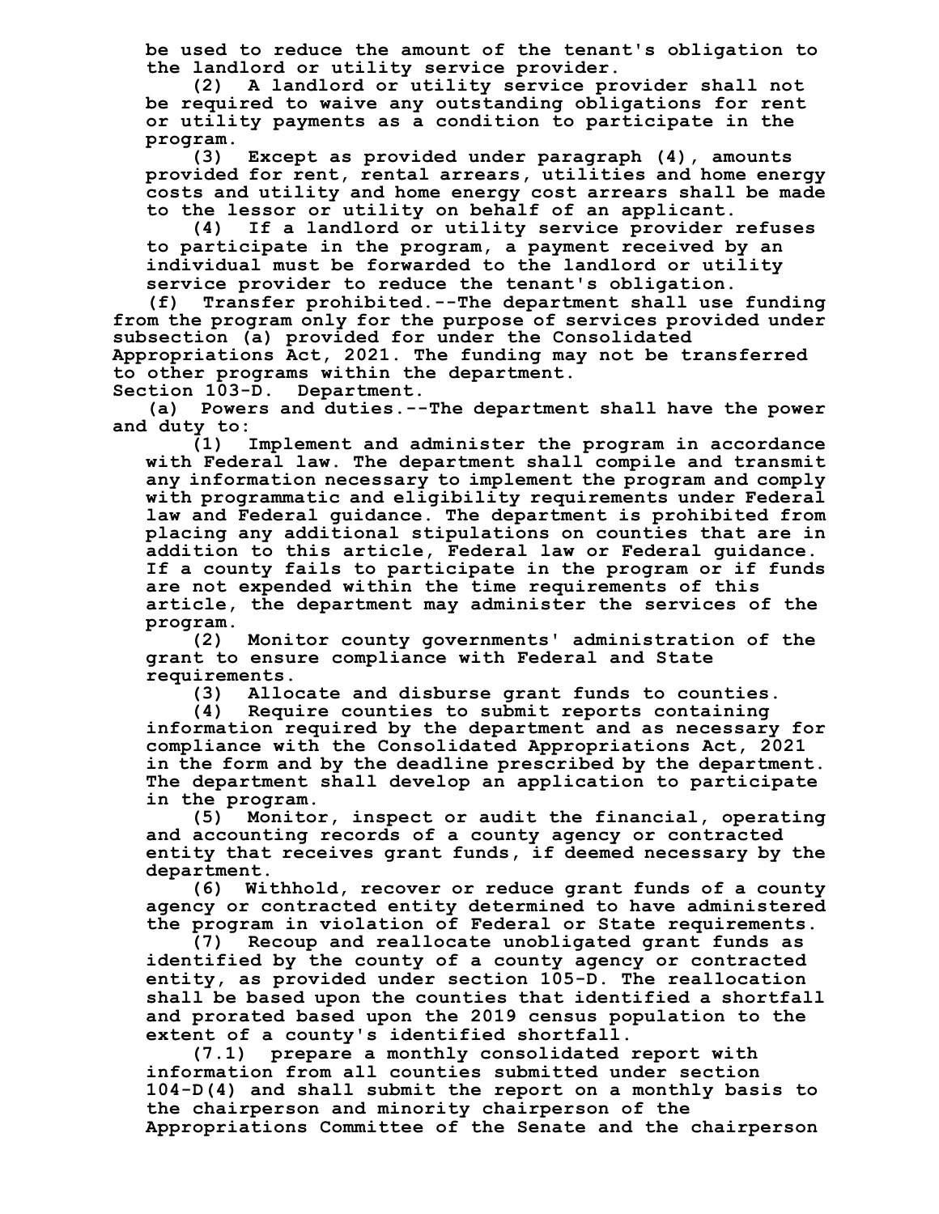be used to reduce the amount of the tenant's obligation to the landlord or utility service provider.

(2) A landlord or utility service provider shall not be required to waive any outstanding obligations for rent or utility payments as a condition to participate in the program.

(3) Except as provided under paragraph (4), amounts provided for rent, rental arrears, utilities and home energy costs and utility and home energy cost arrears shall be made to the lessor or utility on behalf of an applicant.

(4) If a landlord or utility service provider refuses to participate in the program, a payment received by an individual must be forwarded to the landlord or utility service provider to reduce the tenant's obligation.

(f) Transfer prohibited.--The department shall use funding from the program only for the purpose of services provided under subsection (a) provided for under the Consolidated Appropriations Act, 2021. The funding may not be transferred to other programs within the department.

Section 103-D. Department.

(a) Powers and duties.--The department shall have the power and duty to:

(1) Implement and administer the program in accordance with Federal law. The department shall compile and transmit any information necessary to implement the program and comply with programmatic and eligibility requirements under Federal law and Federal guidance. The department is prohibited from placing any additional stipulations on counties that are in addition to this article, Federal law or Federal guidance. If a county fails to participate in the program or if funds are not expended within the time requirements of this article, the department may administer the services of the program.

(2) Monitor county governments' administration of the grant to ensure compliance with Federal and State requirements.

(3) Allocate and disburse grant funds to counties.

(4) Require counties to submit reports containing information required by the department and as necessary for compliance with the Consolidated Appropriations Act, 2021 in the form and by the deadline prescribed by the department. The department shall develop an application to participate in the program.

(5) Monitor, inspect or audit the financial, operating and accounting records of a county agency or contracted entity that receives grant funds, if deemed necessary by the department.

(6) Withhold, recover or reduce grant funds of a county agency or contracted entity determined to have administered the program in violation of Federal or State requirements.

(7) Recoup and reallocate unobligated grant funds as identified by the county of a county agency or contracted entity, as provided under section 105-D. The reallocation shall be based upon the counties that identified a shortfall and prorated based upon the 2019 census population to the extent of a county's identified shortfall.

(7.1) prepare a monthly consolidated report with information from all counties submitted under section 104-D(4) and shall submit the report on a monthly basis to the chairperson and minority chairperson of the Appropriations Committee of the Senate and the chairperson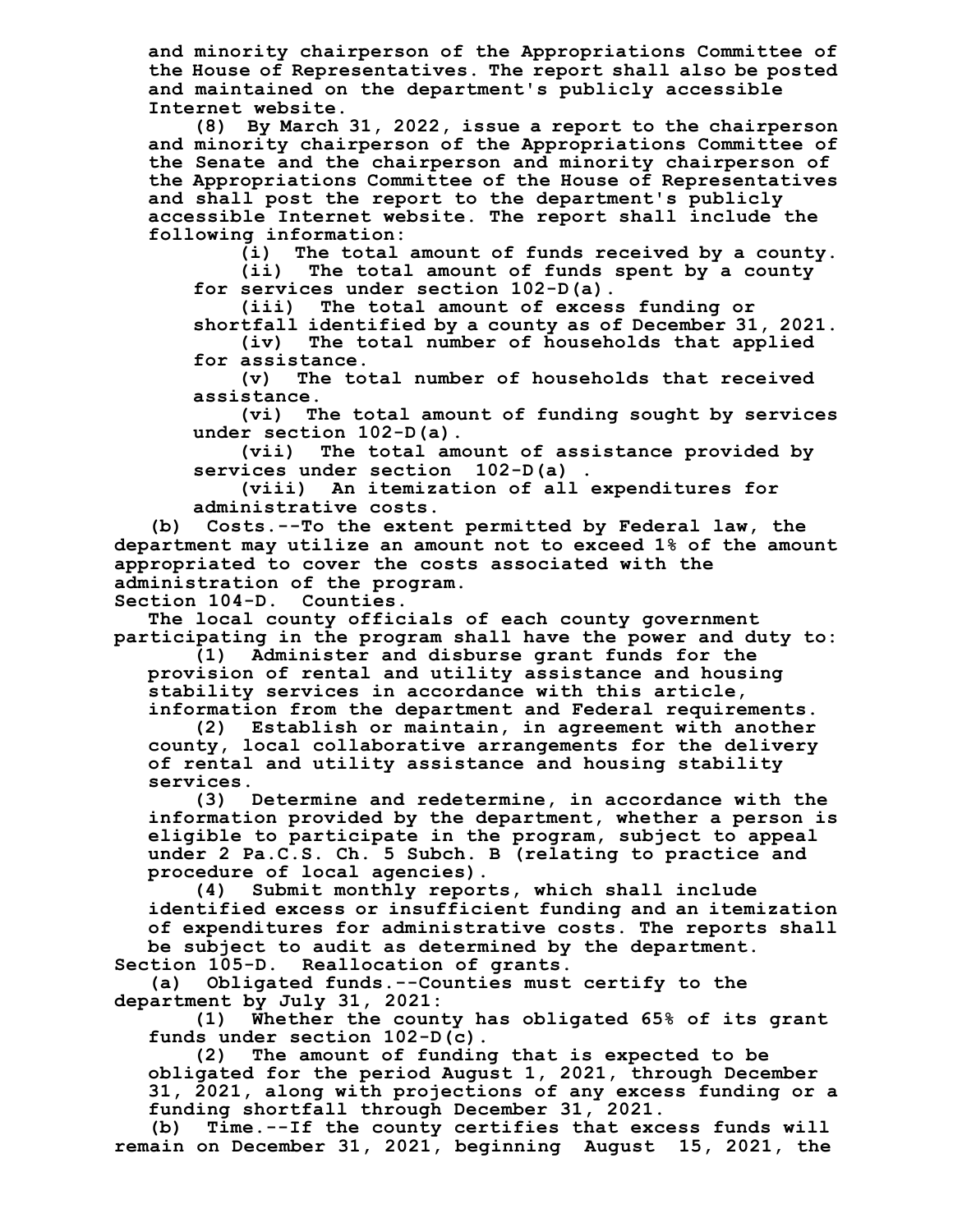and minority chairperson of the Appropriations Committee of the House of Representatives. The report shall also be posted and maintained on the department's publicly accessible Internet website.

(8) By March 31, 2022, issue a report to the chairperson and minority chairperson of the Appropriations Committee of the Senate and the chairperson and minority chairperson of the Appropriations Committee of the House of Representatives and shall post the report to the department's publicly accessible Internet website. The report shall include the following information:

(i) The total amount of funds received by a county.

(ii) The total amount of funds spent by a county for services under section 102-D(a).

(iii) The total amount of excess funding or shortfall identified by a county as of December 31, 2021.

(iv) The total number of households that applied for assistance.

(v) The total number of households that received assistance.

(vi) The total amount of funding sought by services under section 102-D(a).

(vii) The total amount of assistance provided by services under section 102-D(a) .

(viii) An itemization of all expenditures for administrative costs.

(b) Costs.--To the extent permitted by Federal law, the department may utilize an amount not to exceed 1% of the amount appropriated to cover the costs associated with the administration of the program.

Section 104-D. Counties.

The local county officials of each county government participating in the program shall have the power and duty to:

(1) Administer and disburse grant funds for the provision of rental and utility assistance and housing stability services in accordance with this article, information from the department and Federal requirements.

(2) Establish or maintain, in agreement with another county, local collaborative arrangements for the delivery of rental and utility assistance and housing stability services.

(3) Determine and redetermine, in accordance with the information provided by the department, whether a person is eligible to participate in the program, subject to appeal under 2 Pa.C.S. Ch. 5 Subch. B (relating to practice and procedure of local agencies).

(4) Submit monthly reports, which shall include identified excess or insufficient funding and an itemization of expenditures for administrative costs. The reports shall be subject to audit as determined by the department.

Section 105-D. Reallocation of grants.

(a) Obligated funds.--Counties must certify to the department by July 31, 2021:

(1) Whether the county has obligated 65% of its grant funds under section 102-D(c).

(2) The amount of funding that is expected to be obligated for the period August 1, 2021, through December 31, 2021, along with projections of any excess funding or a funding shortfall through December 31, 2021.

(b) Time.--If the county certifies that excess funds will remain on December 31, 2021, beginning August 15, 2021, the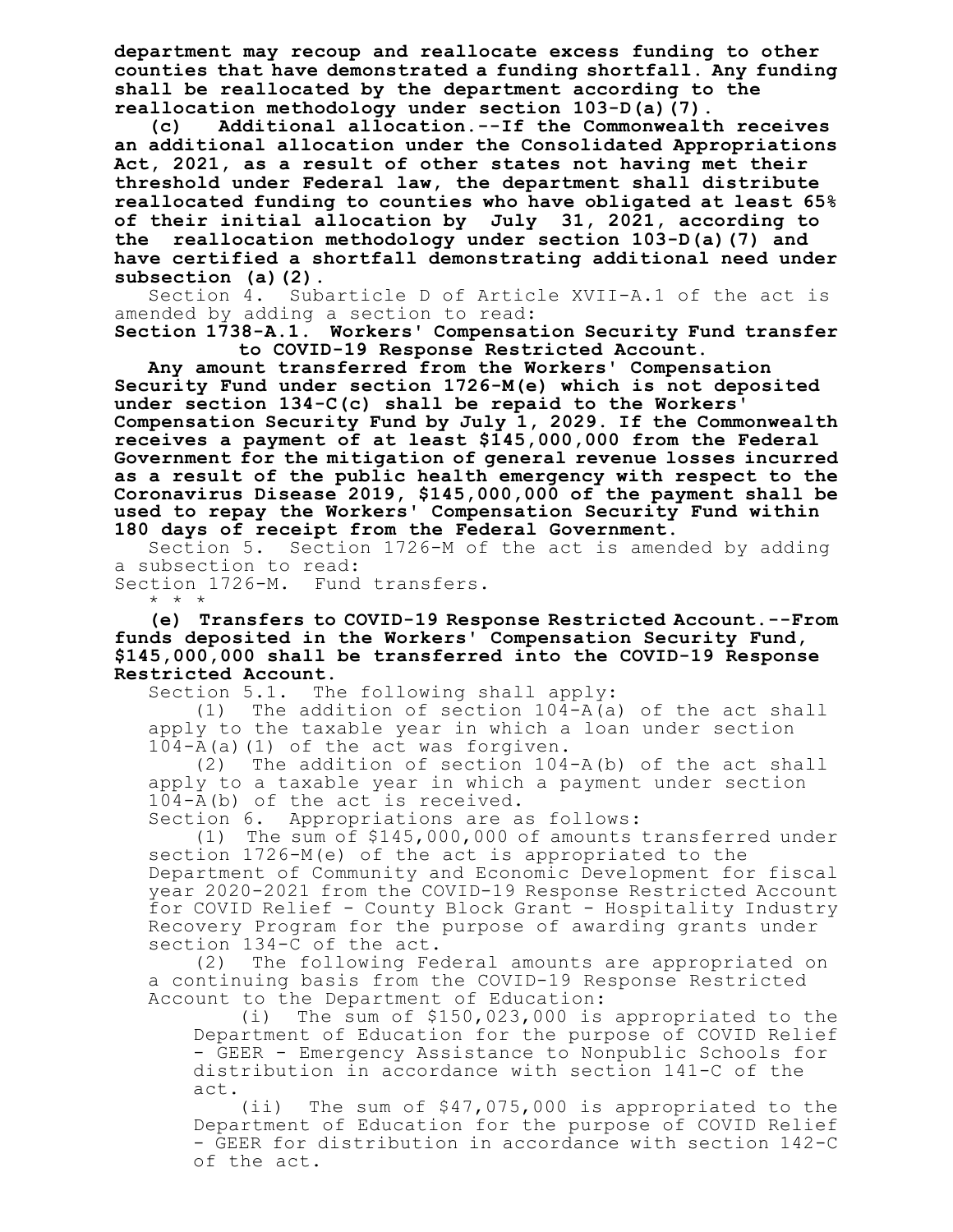**department may recoup and reallocate excess funding to other counties that have demonstrated a funding shortfall. Any funding shall be reallocated by the department according to the reallocation methodology under section 103-D(a)(7).**

**(c) Additional allocation.--If the Commonwealth receives an additional allocation under the Consolidated Appropriations Act, 2021, as a result of other states not having met their threshold under Federal law, the department shall distribute reallocated funding to counties who have obligated at least 65% of their initial allocation by July 31, 2021, according to the reallocation methodology under section 103-D(a)(7) and have certified a shortfall demonstrating additional need under subsection (a)(2).**

Section 4. Subarticle D of Article XVII-A.1 of the act is amended by adding a section to read:

**Section 1738-A.1. Workers' Compensation Security Fund transfer to COVID-19 Response Restricted Account.**

**Any amount transferred from the Workers' Compensation Security Fund under section 1726-M(e) which is not deposited under section 134-C(c) shall be repaid to the Workers' Compensation Security Fund by July 1, 2029. If the Commonwealth receives a payment of at least $145,000,000 from the Federal Government for the mitigation of general revenue losses incurred as a result of the public health emergency with respect to the Coronavirus Disease 2019, $145,000,000 of the payment shall be used to repay the Workers' Compensation Security Fund within 180 days of receipt from the Federal Government.**

Section 5. Section 1726-M of the act is amended by adding a subsection to read:

Section 1726-M. Fund transfers.

\* \* \*

**(e) Transfers to COVID-19 Response Restricted Account.--From funds deposited in the Workers' Compensation Security Fund, $145,000,000 shall be transferred into the COVID-19 Response Restricted Account.**

Section 5.1. The following shall apply:

(1) The addition of section 104-A(a) of the act shall apply to the taxable year in which a loan under section 104-A(a)(1) of the act was forgiven.

(2) The addition of section 104-A(b) of the act shall apply to a taxable year in which a payment under section 104-A(b) of the act is received.

Section 6. Appropriations are as follows:

(1) The sum of $145,000,000 of amounts transferred under section 1726-M(e) of the act is appropriated to the Department of Community and Economic Development for fiscal year 2020-2021 from the COVID-19 Response Restricted Account for COVID Relief - County Block Grant - Hospitality Industry Recovery Program for the purpose of awarding grants under section 134-C of the act.

(2) The following Federal amounts are appropriated on a continuing basis from the COVID-19 Response Restricted Account to the Department of Education:

(i) The sum of $150,023,000 is appropriated to the Department of Education for the purpose of COVID Relief - GEER - Emergency Assistance to Nonpublic Schools for distribution in accordance with section 141-C of the act.

(ii) The sum of $47,075,000 is appropriated to the Department of Education for the purpose of COVID Relief - GEER for distribution in accordance with section 142-C of the act.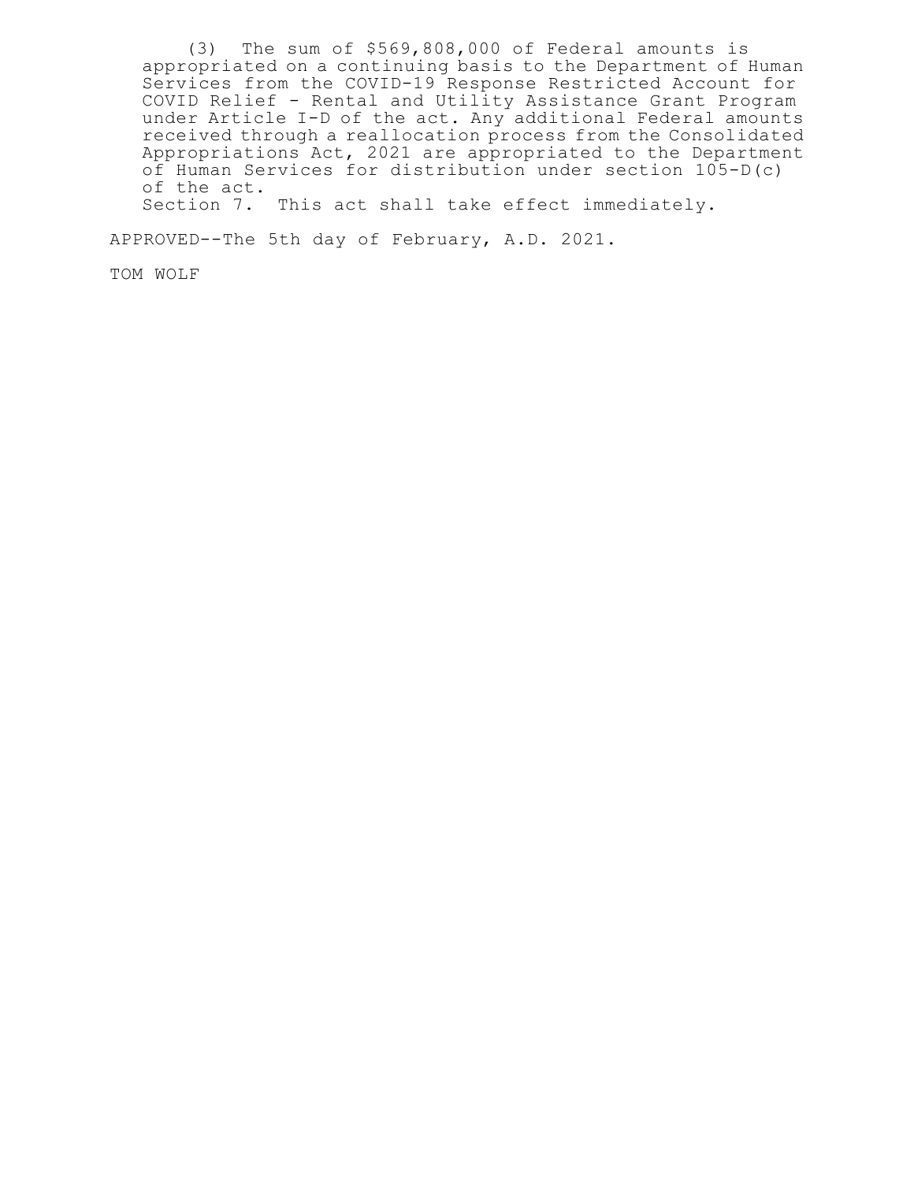(3) The sum of $569,808,000 of Federal amounts is appropriated on a continuing basis to the Department of Human Services from the COVID-19 Response Restricted Account for COVID Relief - Rental and Utility Assistance Grant Program under Article I-D of the act. Any additional Federal amounts received through a reallocation process from the Consolidated Appropriations Act, 2021 are appropriated to the Department of Human Services for distribution under section 105-D(c) of the act.

Section 7. This act shall take effect immediately.

APPROVED--The 5th day of February, A.D. 2021.

TOM WOLF